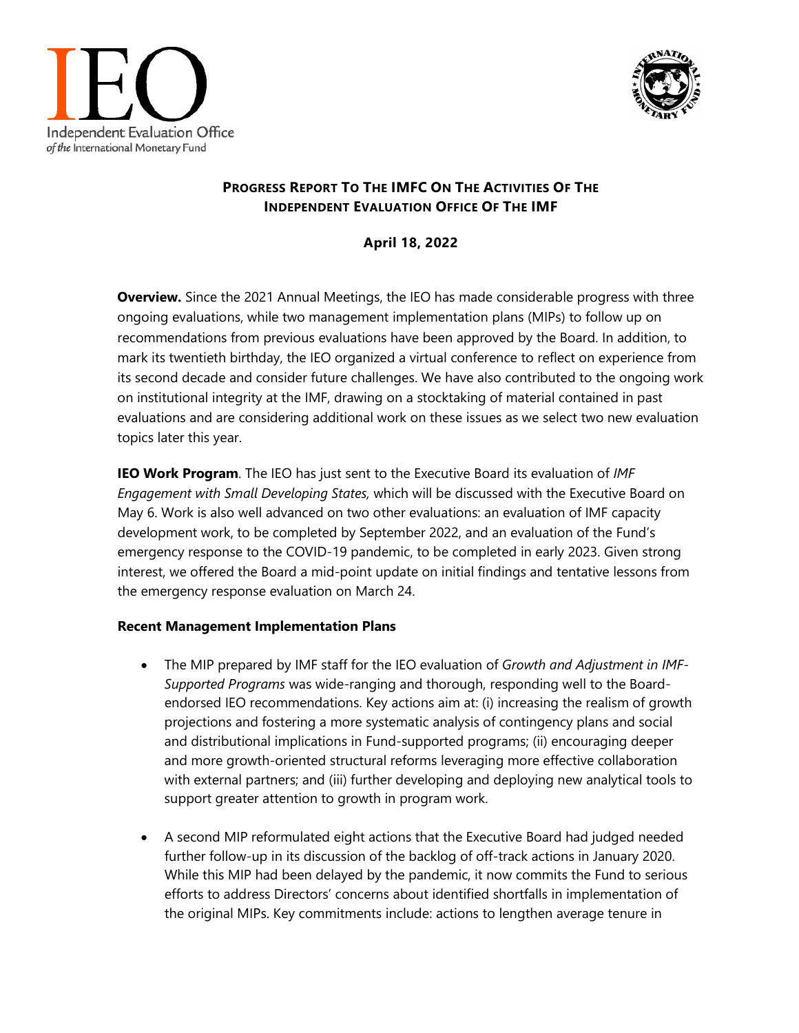# Progress Report To The IMFC On The Activities Of The Independent Evaluation Office Of The IMF

**April 18, 2022**

**Overview.** Since the 2021 Annual Meetings, the IEO has made considerable progress with three ongoing evaluations, while two management implementation plans (MIPs) to follow up on recommendations from previous evaluations have been approved by the Board. In addition, to mark its twentieth birthday, the IEO organized a virtual conference to reflect on experience from its second decade and consider future challenges. We have also contributed to the ongoing work on institutional integrity at the IMF, drawing on a stocktaking of material contained in past evaluations and are considering additional work on these issues as we select two new evaluation topics later this year.

**IEO Work Program**. The IEO has just sent to the Executive Board its evaluation of *IMF Engagement with Small Developing States,* which will be discussed with the Executive Board on May 6. Work is also well advanced on two other evaluations: an evaluation of IMF capacity development work, to be completed by September 2022, and an evaluation of the Fund's emergency response to the COVID-19 pandemic, to be completed in early 2023. Given strong interest, we offered the Board a mid-point update on initial findings and tentative lessons from the emergency response evaluation on March 24.

**Recent Management Implementation Plans**

- The MIP prepared by IMF staff for the IEO evaluation of *Growth and Adjustment in IMF-Supported Programs* was wide-ranging and thorough, responding well to the Board-endorsed IEO recommendations. Key actions aim at: (i) increasing the realism of growth projections and fostering a more systematic analysis of contingency plans and social and distributional implications in Fund-supported programs; (ii) encouraging deeper and more growth-oriented structural reforms leveraging more effective collaboration with external partners; and (iii) further developing and deploying new analytical tools to support greater attention to growth in program work.

- A second MIP reformulated eight actions that the Executive Board had judged needed further follow-up in its discussion of the backlog of off-track actions in January 2020. While this MIP had been delayed by the pandemic, it now commits the Fund to serious efforts to address Directors' concerns about identified shortfalls in implementation of the original MIPs. Key commitments include: actions to lengthen average tenure in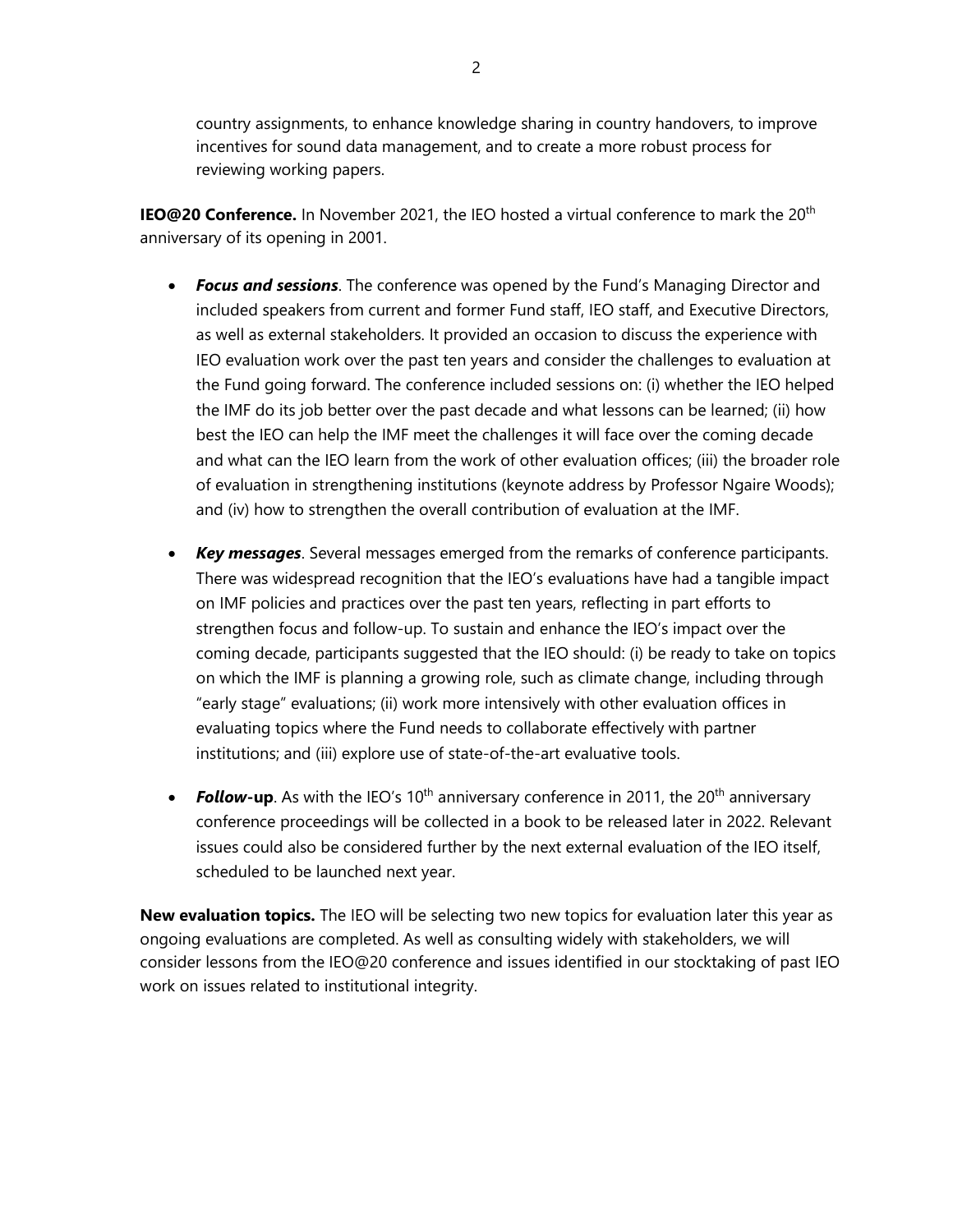country assignments, to enhance knowledge sharing in country handovers, to improve incentives for sound data management, and to create a more robust process for reviewing working papers.

**IEO@20 Conference.** In November 2021, the IEO hosted a virtual conference to mark the 20th anniversary of its opening in 2001.

- ***Focus and sessions***. The conference was opened by the Fund's Managing Director and included speakers from current and former Fund staff, IEO staff, and Executive Directors, as well as external stakeholders. It provided an occasion to discuss the experience with IEO evaluation work over the past ten years and consider the challenges to evaluation at the Fund going forward. The conference included sessions on: (i) whether the IEO helped the IMF do its job better over the past decade and what lessons can be learned; (ii) how best the IEO can help the IMF meet the challenges it will face over the coming decade and what can the IEO learn from the work of other evaluation offices; (iii) the broader role of evaluation in strengthening institutions (keynote address by Professor Ngaire Woods); and (iv) how to strengthen the overall contribution of evaluation at the IMF.

- ***Key messages***. Several messages emerged from the remarks of conference participants. There was widespread recognition that the IEO's evaluations have had a tangible impact on IMF policies and practices over the past ten years, reflecting in part efforts to strengthen focus and follow-up. To sustain and enhance the IEO's impact over the coming decade, participants suggested that the IEO should: (i) be ready to take on topics on which the IMF is planning a growing role, such as climate change, including through "early stage" evaluations; (ii) work more intensively with other evaluation offices in evaluating topics where the Fund needs to collaborate effectively with partner institutions; and (iii) explore use of state-of-the-art evaluative tools.

- ***Follow*-up**. As with the IEO's 10th anniversary conference in 2011, the 20th anniversary conference proceedings will be collected in a book to be released later in 2022. Relevant issues could also be considered further by the next external evaluation of the IEO itself, scheduled to be launched next year.

**New evaluation topics.** The IEO will be selecting two new topics for evaluation later this year as ongoing evaluations are completed. As well as consulting widely with stakeholders, we will consider lessons from the IEO@20 conference and issues identified in our stocktaking of past IEO work on issues related to institutional integrity.